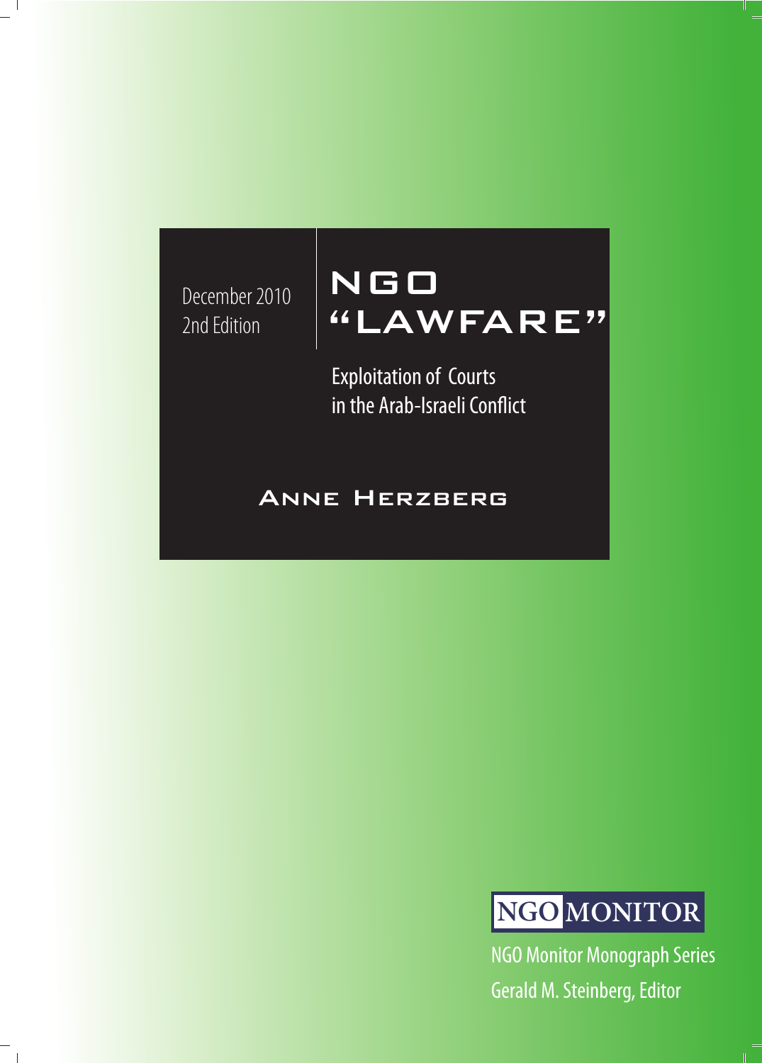December 2010
2nd Edition

# NGO "LAWFARE"

## Exploitation of Courts in the Arab-Israeli Conflict

### Anne Herzberg

NGO MONITOR

NGO Monitor Monograph Series

Gerald M. Steinberg, Editor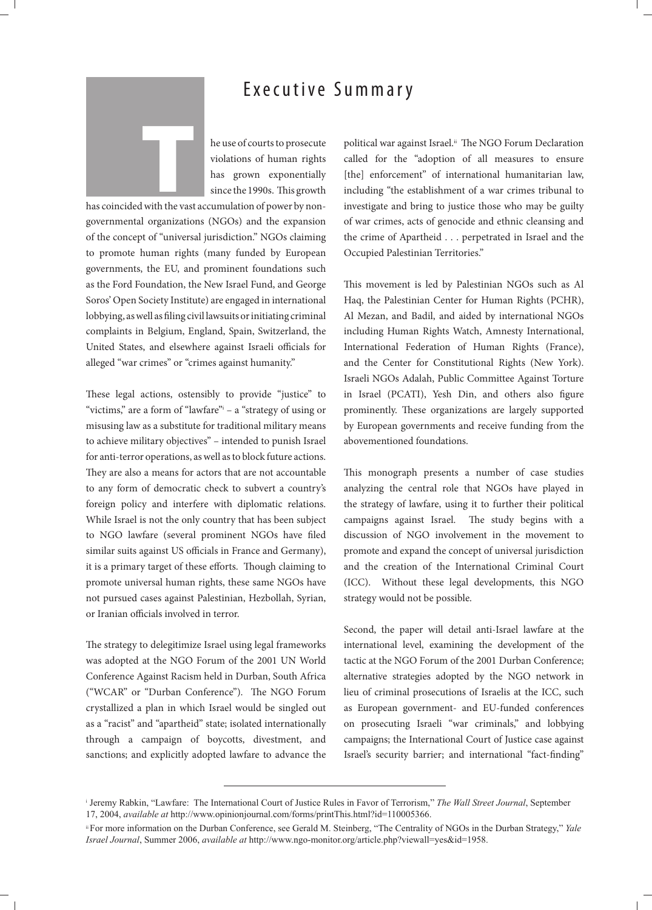# Executive Summary

The use of courts to prosecute violations of human rights has grown exponentially since the 1990s. This growth has coincided with the vast accumulation of power by non-governmental organizations (NGOs) and the expansion of the concept of "universal jurisdiction." NGOs claiming to promote human rights (many funded by European governments, the EU, and prominent foundations such as the Ford Foundation, the New Israel Fund, and George Soros' Open Society Institute) are engaged in international lobbying, as well as filing civil lawsuits or initiating criminal complaints in Belgium, England, Spain, Switzerland, the United States, and elsewhere against Israeli officials for alleged "war crimes" or "crimes against humanity."

These legal actions, ostensibly to provide "justice" to "victims," are a form of "lawfare"[i] – a "strategy of using or misusing law as a substitute for traditional military means to achieve military objectives" – intended to punish Israel for anti-terror operations, as well as to block future actions. They are also a means for actors that are not accountable to any form of democratic check to subvert a country's foreign policy and interfere with diplomatic relations. While Israel is not the only country that has been subject to NGO lawfare (several prominent NGOs have filed similar suits against US officials in France and Germany), it is a primary target of these efforts. Though claiming to promote universal human rights, these same NGOs have not pursued cases against Palestinian, Hezbollah, Syrian, or Iranian officials involved in terror.

The strategy to delegitimize Israel using legal frameworks was adopted at the NGO Forum of the 2001 UN World Conference Against Racism held in Durban, South Africa ("WCAR" or "Durban Conference"). The NGO Forum crystallized a plan in which Israel would be singled out as a "racist" and "apartheid" state; isolated internationally through a campaign of boycotts, divestment, and sanctions; and explicitly adopted lawfare to advance the political war against Israel.[ii] The NGO Forum Declaration called for the "adoption of all measures to ensure [the] enforcement" of international humanitarian law, including "the establishment of a war crimes tribunal to investigate and bring to justice those who may be guilty of war crimes, acts of genocide and ethnic cleansing and the crime of Apartheid . . . perpetrated in Israel and the Occupied Palestinian Territories."

This movement is led by Palestinian NGOs such as Al Haq, the Palestinian Center for Human Rights (PCHR), Al Mezan, and Badil, and aided by international NGOs including Human Rights Watch, Amnesty International, International Federation of Human Rights (France), and the Center for Constitutional Rights (New York). Israeli NGOs Adalah, Public Committee Against Torture in Israel (PCATI), Yesh Din, and others also figure prominently. These organizations are largely supported by European governments and receive funding from the abovementioned foundations.

This monograph presents a number of case studies analyzing the central role that NGOs have played in the strategy of lawfare, using it to further their political campaigns against Israel. The study begins with a discussion of NGO involvement in the movement to promote and expand the concept of universal jurisdiction and the creation of the International Criminal Court (ICC). Without these legal developments, this NGO strategy would not be possible.

Second, the paper will detail anti-Israel lawfare at the international level, examining the development of the tactic at the NGO Forum of the 2001 Durban Conference; alternative strategies adopted by the NGO network in lieu of criminal prosecutions of Israelis at the ICC, such as European government- and EU-funded conferences on prosecuting Israeli "war criminals," and lobbying campaigns; the International Court of Justice case against Israel's security barrier; and international "fact-finding"

---

[i] Jeremy Rabkin, "Lawfare: The International Court of Justice Rules in Favor of Terrorism," *The Wall Street Journal*, September 17, 2004, *available at* http://www.opinionjournal.com/forms/printThis.html?id=110005366.

[ii] For more information on the Durban Conference, see Gerald M. Steinberg, "The Centrality of NGOs in the Durban Strategy," *Yale Israel Journal*, Summer 2006, *available at* http://www.ngo-monitor.org/article.php?viewall=yes&id=1958.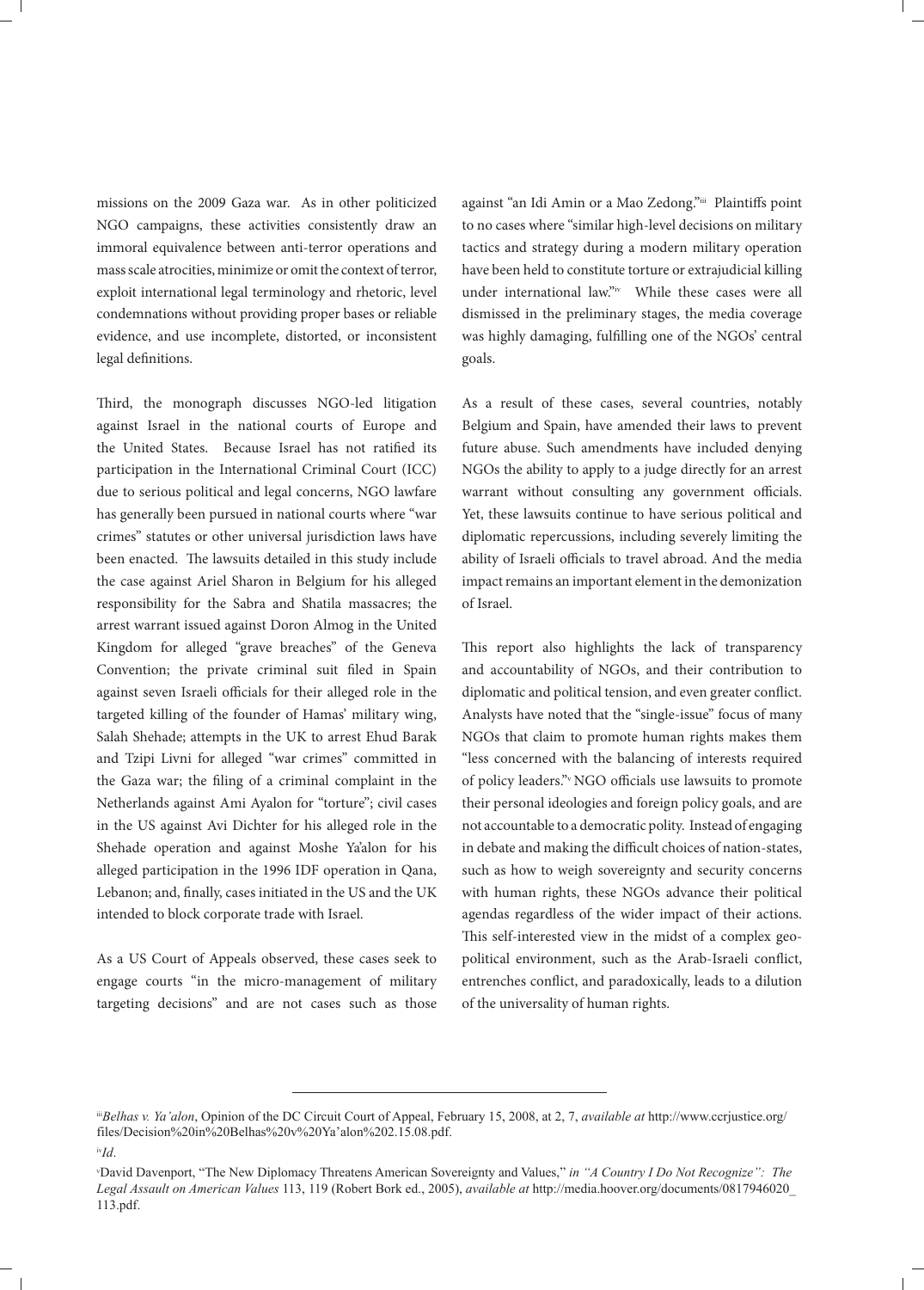missions on the 2009 Gaza war. As in other politicized NGO campaigns, these activities consistently draw an immoral equivalence between anti-terror operations and mass scale atrocities, minimize or omit the context of terror, exploit international legal terminology and rhetoric, level condemnations without providing proper bases or reliable evidence, and use incomplete, distorted, or inconsistent legal definitions.

Third, the monograph discusses NGO-led litigation against Israel in the national courts of Europe and the United States. Because Israel has not ratified its participation in the International Criminal Court (ICC) due to serious political and legal concerns, NGO lawfare has generally been pursued in national courts where "war crimes" statutes or other universal jurisdiction laws have been enacted. The lawsuits detailed in this study include the case against Ariel Sharon in Belgium for his alleged responsibility for the Sabra and Shatila massacres; the arrest warrant issued against Doron Almog in the United Kingdom for alleged "grave breaches" of the Geneva Convention; the private criminal suit filed in Spain against seven Israeli officials for their alleged role in the targeted killing of the founder of Hamas' military wing, Salah Shehade; attempts in the UK to arrest Ehud Barak and Tzipi Livni for alleged "war crimes" committed in the Gaza war; the filing of a criminal complaint in the Netherlands against Ami Ayalon for "torture"; civil cases in the US against Avi Dichter for his alleged role in the Shehade operation and against Moshe Ya'alon for his alleged participation in the 1996 IDF operation in Qana, Lebanon; and, finally, cases initiated in the US and the UK intended to block corporate trade with Israel.

As a US Court of Appeals observed, these cases seek to engage courts "in the micro-management of military targeting decisions" and are not cases such as those against "an Idi Amin or a Mao Zedong."[iii] Plaintiffs point to no cases where "similar high-level decisions on military tactics and strategy during a modern military operation have been held to constitute torture or extrajudicial killing under international law."[iv] While these cases were all dismissed in the preliminary stages, the media coverage was highly damaging, fulfilling one of the NGOs' central goals.

As a result of these cases, several countries, notably Belgium and Spain, have amended their laws to prevent future abuse. Such amendments have included denying NGOs the ability to apply to a judge directly for an arrest warrant without consulting any government officials. Yet, these lawsuits continue to have serious political and diplomatic repercussions, including severely limiting the ability of Israeli officials to travel abroad. And the media impact remains an important element in the demonization of Israel.

This report also highlights the lack of transparency and accountability of NGOs, and their contribution to diplomatic and political tension, and even greater conflict. Analysts have noted that the "single-issue" focus of many NGOs that claim to promote human rights makes them "less concerned with the balancing of interests required of policy leaders."[v] NGO officials use lawsuits to promote their personal ideologies and foreign policy goals, and are not accountable to a democratic polity. Instead of engaging in debate and making the difficult choices of nation-states, such as how to weigh sovereignty and security concerns with human rights, these NGOs advance their political agendas regardless of the wider impact of their actions. This self-interested view in the midst of a complex geo-political environment, such as the Arab-Israeli conflict, entrenches conflict, and paradoxically, leads to a dilution of the universality of human rights.

---

[iii] *Belhas v. Ya'alon*, Opinion of the DC Circuit Court of Appeal, February 15, 2008, at 2, 7, *available at* http://www.ccrjustice.org/files/Decision%20in%20Belhas%20v%20Ya'alon%202.15.08.pdf.

[iv] *Id*.

[v] David Davenport, "The New Diplomacy Threatens American Sovereignty and Values," *in "A Country I Do Not Recognize": The Legal Assault on American Values* 113, 119 (Robert Bork ed., 2005), *available at* http://media.hoover.org/documents/0817946020_113.pdf.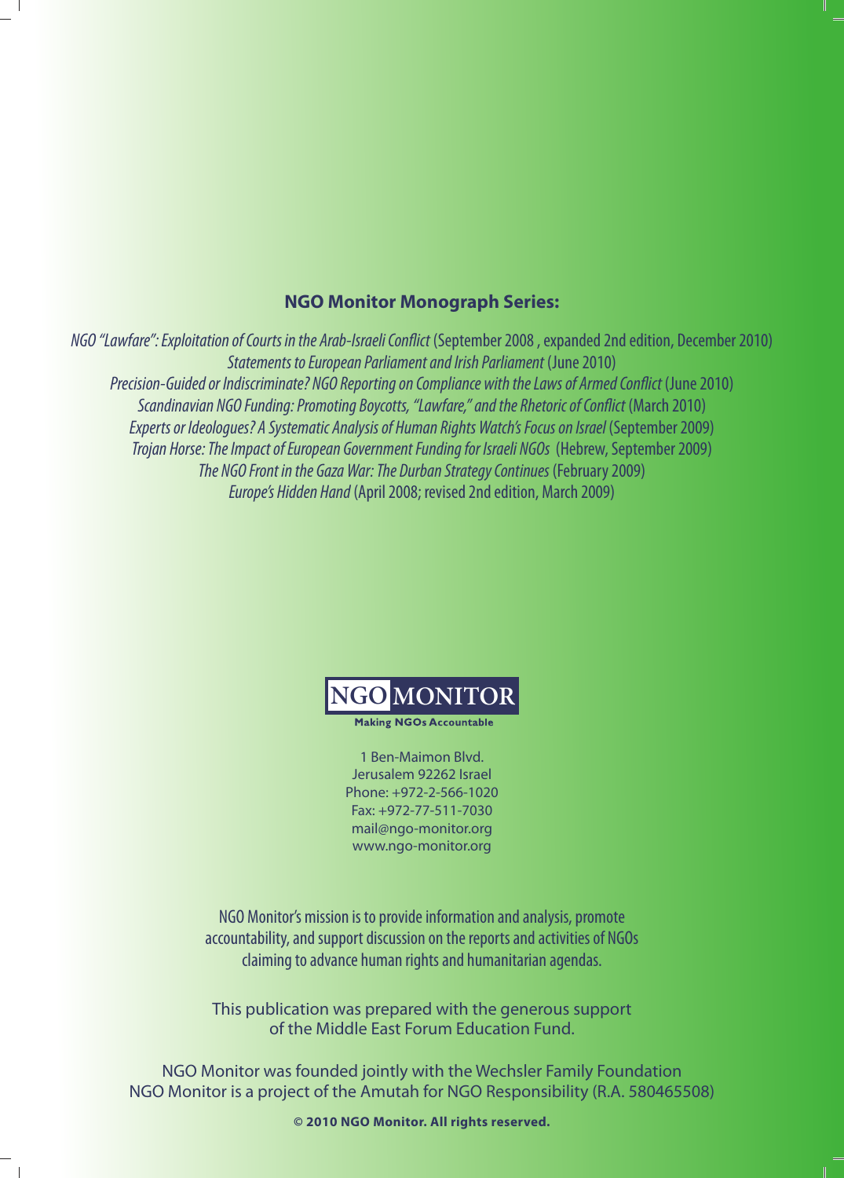**NGO Monitor Monograph Series:**

*NGO "Lawfare": Exploitation of Courts in the Arab-Israeli Conflict* (September 2008 , expanded 2nd edition, December 2010)
*Statements to European Parliament and Irish Parliament* (June 2010)
*Precision-Guided or Indiscriminate? NGO Reporting on Compliance with the Laws of Armed Conflict* (June 2010)
*Scandinavian NGO Funding: Promoting Boycotts, "Lawfare," and the Rhetoric of Conflict* (March 2010)
*Experts or Ideologues? A Systematic Analysis of Human Rights Watch's Focus on Israel* (September 2009)
*Trojan Horse: The Impact of European Government Funding for Israeli NGOs* (Hebrew, September 2009)
*The NGO Front in the Gaza War: The Durban Strategy Continues* (February 2009)
*Europe's Hidden Hand* (April 2008; revised 2nd edition, March 2009)

NGO MONITOR
Making NGOs Accountable

1 Ben-Maimon Blvd.
Jerusalem 92262 Israel
Phone: +972-2-566-1020
Fax: +972-77-511-7030
mail@ngo-monitor.org
www.ngo-monitor.org

NGO Monitor's mission is to provide information and analysis, promote accountability, and support discussion on the reports and activities of NGOs claiming to advance human rights and humanitarian agendas.

This publication was prepared with the generous support of the Middle East Forum Education Fund.

NGO Monitor was founded jointly with the Wechsler Family Foundation
NGO Monitor is a project of the Amutah for NGO Responsibility (R.A. 580465508)

**© 2010 NGO Monitor. All rights reserved.**